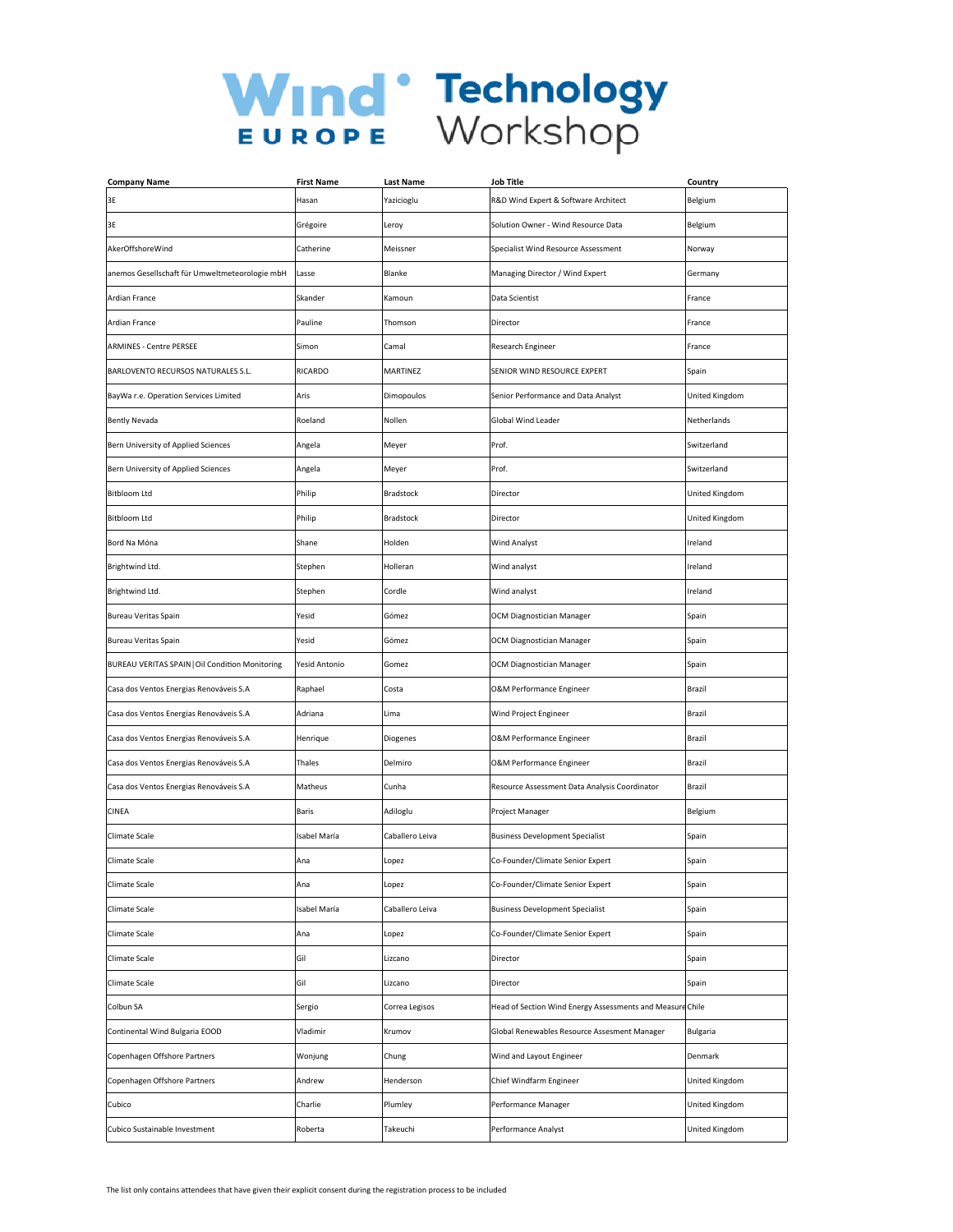# WindEurope Technology Workshop

| Company Name | First Name | Last Name | Job Title | Country |
|---|---|---|---|---|
| 3E | Hasan | Yazicioglu | R&D Wind Expert & Software Architect | Belgium |
| 3E | Grégoire | Leroy | Solution Owner - Wind Resource Data | Belgium |
| AkerOffshoreWind | Catherine | Meissner | Specialist Wind Resource Assessment | Norway |
| anemos Gesellschaft für Umweltmeteorologie mbH | Lasse | Blanke | Managing Director / Wind Expert | Germany |
| Ardian France | Skander | Kamoun | Data Scientist | France |
| Ardian France | Pauline | Thomson | Director | France |
| ARMINES - Centre PERSEE | Simon | Camal | Research Engineer | France |
| BARLOVENTO RECURSOS NATURALES S.L. | RICARDO | MARTINEZ | SENIOR WIND RESOURCE EXPERT | Spain |
| BayWa r.e. Operation Services Limited | Aris | Dimopoulos | Senior Performance and Data Analyst | United Kingdom |
| Bently Nevada | Roeland | Nollen | Global Wind Leader | Netherlands |
| Bern University of Applied Sciences | Angela | Meyer | Prof. | Switzerland |
| Bern University of Applied Sciences | Angela | Meyer | Prof. | Switzerland |
| Bitbloom Ltd | Philip | Bradstock | Director | United Kingdom |
| Bitbloom Ltd | Philip | Bradstock | Director | United Kingdom |
| Bord Na Móna | Shane | Holden | Wind Analyst | Ireland |
| Brightwind Ltd. | Stephen | Holleran | Wind analyst | Ireland |
| Brightwind Ltd. | Stephen | Cordle | Wind analyst | Ireland |
| Bureau Veritas Spain | Yesid | Gómez | OCM Diagnostician Manager | Spain |
| Bureau Veritas Spain | Yesid | Gómez | OCM Diagnostician Manager | Spain |
| BUREAU VERITAS SPAIN \| Oil Condition Monitoring | Yesid Antonio | Gomez | OCM Diagnostician Manager | Spain |
| Casa dos Ventos Energias Renováveis S.A | Raphael | Costa | O&M Performance Engineer | Brazil |
| Casa dos Ventos Energias Renováveis S.A | Adriana | Lima | Wind Project Engineer | Brazil |
| Casa dos Ventos Energias Renováveis S.A | Henrique | Diogenes | O&M Performance Engineer | Brazil |
| Casa dos Ventos Energias Renováveis S.A | Thales | Delmiro | O&M Performance Engineer | Brazil |
| Casa dos Ventos Energias Renováveis S.A | Matheus | Cunha | Resource Assessment Data Analysis Coordinator | Brazil |
| CINEA | Baris | Adiloglu | Project Manager | Belgium |
| Climate Scale | Isabel María | Caballero Leiva | Business Development Specialist | Spain |
| Climate Scale | Ana | Lopez | Co-Founder/Climate Senior Expert | Spain |
| Climate Scale | Ana | Lopez | Co-Founder/Climate Senior Expert | Spain |
| Climate Scale | Isabel María | Caballero Leiva | Business Development Specialist | Spain |
| Climate Scale | Ana | Lopez | Co-Founder/Climate Senior Expert | Spain |
| Climate Scale | Gil | Lizcano | Director | Spain |
| Climate Scale | Gil | Lizcano | Director | Spain |
| Colbun SA | Sergio | Correa Legisos | Head of Section Wind Energy Assessments and Measure | Chile |
| Continental Wind Bulgaria EOOD | Vladimir | Krumov | Global Renewables Resource Assesment Manager | Bulgaria |
| Copenhagen Offshore Partners | Wonjung | Chung | Wind and Layout Engineer | Denmark |
| Copenhagen Offshore Partners | Andrew | Henderson | Chief Windfarm Engineer | United Kingdom |
| Cubico | Charlie | Plumley | Performance Manager | United Kingdom |
| Cubico Sustainable Investment | Roberta | Takeuchi | Performance Analyst | United Kingdom |

The list only contains attendees that have given their explicit consent during the registration process to be included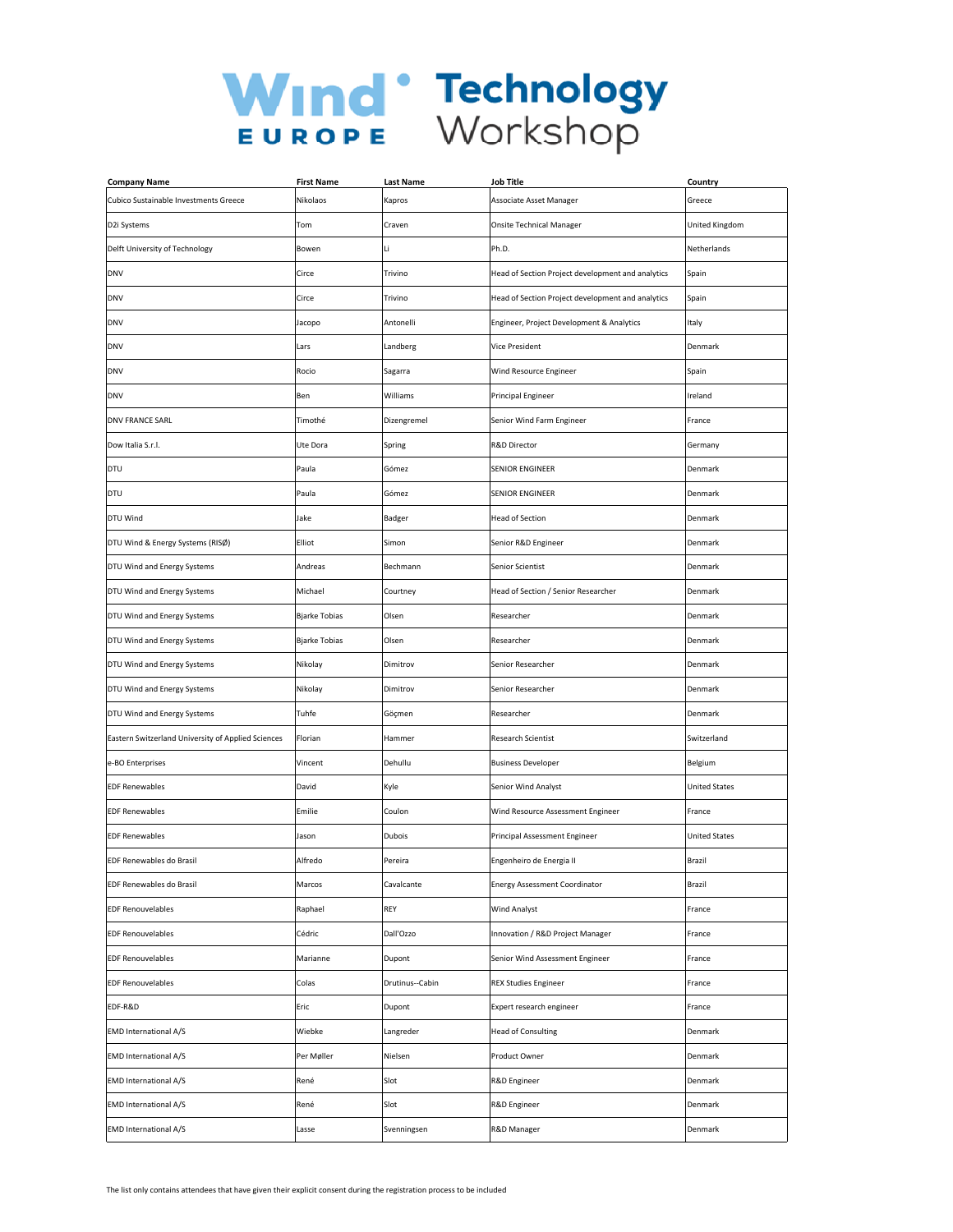# WindEurope Technology Workshop

| Company Name | First Name | Last Name | Job Title | Country |
|---|---|---|---|---|
| Cubico Sustainable Investments Greece | Nikolaos | Kapros | Associate Asset Manager | Greece |
| D2i Systems | Tom | Craven | Onsite Technical Manager | United Kingdom |
| Delft University of Technology | Bowen | Li | Ph.D. | Netherlands |
| DNV | Circe | Trivino | Head of Section Project development and analytics | Spain |
| DNV | Circe | Trivino | Head of Section Project development and analytics | Spain |
| DNV | Jacopo | Antonelli | Engineer, Project Development & Analytics | Italy |
| DNV | Lars | Landberg | Vice President | Denmark |
| DNV | Rocio | Sagarra | Wind Resource Engineer | Spain |
| DNV | Ben | Williams | Principal Engineer | Ireland |
| DNV FRANCE SARL | Timothé | Dizengremel | Senior Wind Farm Engineer | France |
| Dow Italia S.r.l. | Ute Dora | Spring | R&D Director | Germany |
| DTU | Paula | Gómez | SENIOR ENGINEER | Denmark |
| DTU | Paula | Gómez | SENIOR ENGINEER | Denmark |
| DTU Wind | Jake | Badger | Head of Section | Denmark |
| DTU Wind & Energy Systems (RISØ) | Elliot | Simon | Senior R&D Engineer | Denmark |
| DTU Wind and Energy Systems | Andreas | Bechmann | Senior Scientist | Denmark |
| DTU Wind and Energy Systems | Michael | Courtney | Head of Section / Senior Researcher | Denmark |
| DTU Wind and Energy Systems | Bjarke Tobias | Olsen | Researcher | Denmark |
| DTU Wind and Energy Systems | Bjarke Tobias | Olsen | Researcher | Denmark |
| DTU Wind and Energy Systems | Nikolay | Dimitrov | Senior Researcher | Denmark |
| DTU Wind and Energy Systems | Nikolay | Dimitrov | Senior Researcher | Denmark |
| DTU Wind and Energy Systems | Tuhfe | Göçmen | Researcher | Denmark |
| Eastern Switzerland University of Applied Sciences | Florian | Hammer | Research Scientist | Switzerland |
| e-BO Enterprises | Vincent | Dehullu | Business Developer | Belgium |
| EDF Renewables | David | Kyle | Senior Wind Analyst | United States |
| EDF Renewables | Emilie | Coulon | Wind Resource Assessment Engineer | France |
| EDF Renewables | Jason | Dubois | Principal Assessment Engineer | United States |
| EDF Renewables do Brasil | Alfredo | Pereira | Engenheiro de Energia II | Brazil |
| EDF Renewables do Brasil | Marcos | Cavalcante | Energy Assessment Coordinator | Brazil |
| EDF Renouvelables | Raphael | REY | Wind Analyst | France |
| EDF Renouvelables | Cédric | Dall'Ozzo | Innovation / R&D Project Manager | France |
| EDF Renouvelables | Marianne | Dupont | Senior Wind Assessment Engineer | France |
| EDF Renouvelables | Colas | Drutinus--Cabin | REX Studies Engineer | France |
| EDF-R&D | Eric | Dupont | Expert research engineer | France |
| EMD International A/S | Wiebke | Langreder | Head of Consulting | Denmark |
| EMD International A/S | Per Møller | Nielsen | Product Owner | Denmark |
| EMD International A/S | René | Slot | R&D Engineer | Denmark |
| EMD International A/S | René | Slot | R&D Engineer | Denmark |
| EMD International A/S | Lasse | Svenningsen | R&D Manager | Denmark |

The list only contains attendees that have given their explicit consent during the registration process to be included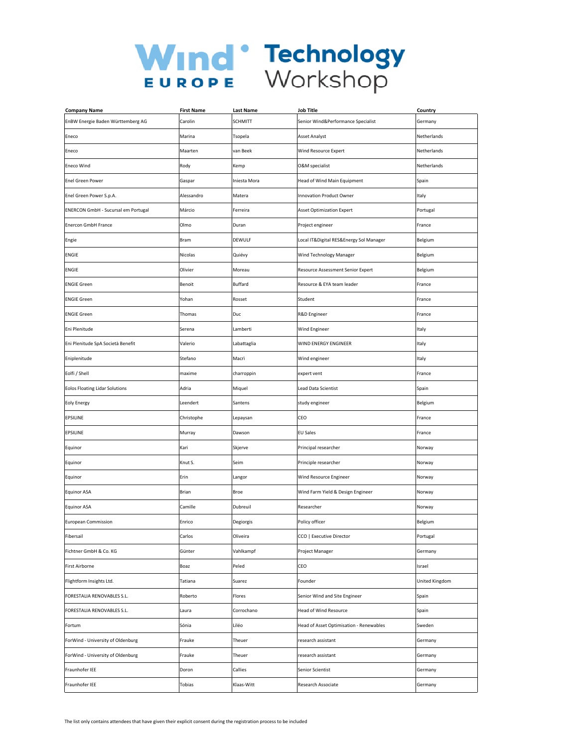# WindEurope Technology Workshop

| Company Name | First Name | Last Name | Job Title | Country |
|---|---|---|---|---|
| EnBW Energie Baden Württemberg AG | Carolin | SCHMITT | Senior Wind&Performance Specialist | Germany |
| Eneco | Marina | Tsopela | Asset Analyst | Netherlands |
| Eneco | Maarten | van Beek | Wind Resource Expert | Netherlands |
| Eneco Wind | Rody | Kemp | O&M specialist | Netherlands |
| Enel Green Power | Gaspar | Iniesta Mora | Head of Wind Main Equipment | Spain |
| Enel Green Power S.p.A. | Alessandro | Matera | Innovation Product Owner | Italy |
| ENERCON GmbH - Sucursal em Portugal | Márcio | Ferreira | Asset Optimization Expert | Portugal |
| Enercon GmbH France | Olmo | Duran | Project engineer | France |
| Engie | Bram | DEWULF | Local IT&Digital RES&Energy Sol Manager | Belgium |
| ENGIE | Nicolas | Quiévy | Wind Technology Manager | Belgium |
| ENGIE | Olivier | Moreau | Resource Assessment Senior Expert | Belgium |
| ENGIE Green | Benoit | Buffard | Resource & EYA team leader | France |
| ENGIE Green | Yohan | Rosset | Student | France |
| ENGIE Green | Thomas | Duc | R&D Engineer | France |
| Eni Plenitude | Serena | Lamberti | Wind Engineer | Italy |
| Eni Plenitude SpA Società Benefit | Valerio | Labattaglia | WIND ENERGY ENGINEER | Italy |
| Eniplenitude | Stefano | Macrì | Wind engineer | Italy |
| Eolfi / Shell | maxime | charroppin | expert vent | France |
| Eolos Floating Lidar Solutions | Adria | Miquel | Lead Data Scientist | Spain |
| Eoly Energy | Leendert | Santens | study engineer | Belgium |
| EPSILINE | Christophe | Lepaysan | CEO | France |
| EPSILINE | Murray | Dawson | EU Sales | France |
| Equinor | Kari | Skjerve | Principal researcher | Norway |
| Equinor | Knut S. | Seim | Principle researcher | Norway |
| Equinor | Erin | Langor | Wind Resource Engineer | Norway |
| Equinor ASA | Brian | Broe | Wind Farm Yield & Design Engineer | Norway |
| Equinor ASA | Camille | Dubreuil | Researcher | Norway |
| European Commission | Enrico | Degiorgis | Policy officer | Belgium |
| Fibersail | Carlos | Oliveira | CCO \| Executive Director | Portugal |
| Fichtner GmbH & Co. KG | Günter | Vahlkampf | Project Manager | Germany |
| First Airborne | Boaz | Peled | CEO | Israel |
| Flightform Insights Ltd. | Tatiana | Suarez | Founder | United Kingdom |
| FORESTALIA RENOVABLES S.L. | Roberto | Flores | Senior Wind and Site Engineer | Spain |
| FORESTALIA RENOVABLES S.L. | Laura | Corrochano | Head of Wind Resource | Spain |
| Fortum | Sónia | Liléo | Head of Asset Optimisation - Renewables | Sweden |
| ForWind - University of Oldenburg | Frauke | Theuer | research assistant | Germany |
| ForWind - University of Oldenburg | Frauke | Theuer | research assistant | Germany |
| Fraunhofer IEE | Doron | Callies | Senior Scientist | Germany |
| Fraunhofer IEE | Tobias | Klaas-Witt | Research Associate | Germany |

The list only contains attendees that have given their explicit consent during the registration process to be included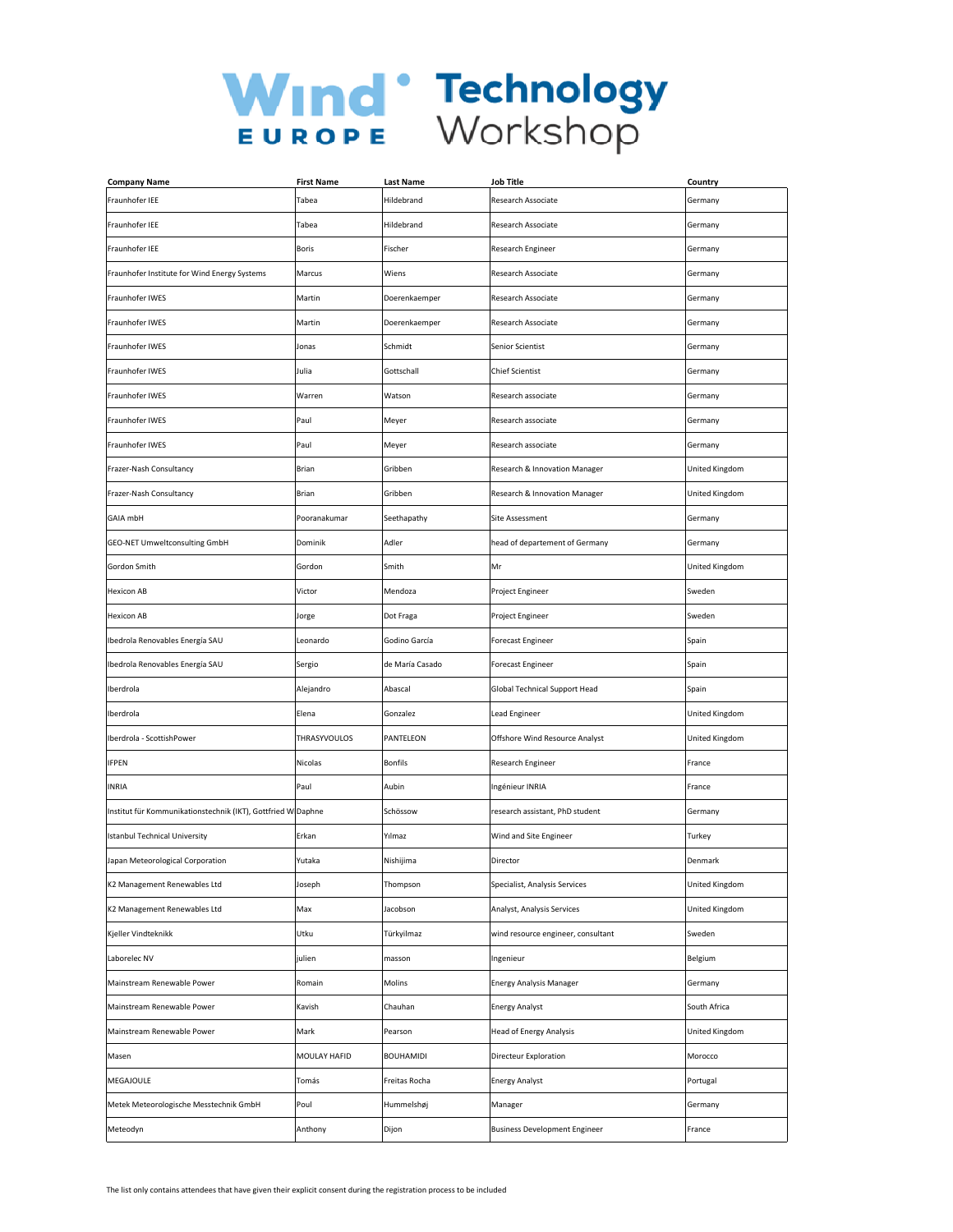# WindEurope Technology Workshop

| Company Name | First Name | Last Name | Job Title | Country |
|---|---|---|---|---|
| Fraunhofer IEE | Tabea | Hildebrand | Research Associate | Germany |
| Fraunhofer IEE | Tabea | Hildebrand | Research Associate | Germany |
| Fraunhofer IEE | Boris | Fischer | Research Engineer | Germany |
| Fraunhofer Institute for Wind Energy Systems | Marcus | Wiens | Research Associate | Germany |
| Fraunhofer IWES | Martin | Doerenkaemper | Research Associate | Germany |
| Fraunhofer IWES | Martin | Doerenkaemper | Research Associate | Germany |
| Fraunhofer IWES | Jonas | Schmidt | Senior Scientist | Germany |
| Fraunhofer IWES | Julia | Gottschall | Chief Scientist | Germany |
| Fraunhofer IWES | Warren | Watson | Research associate | Germany |
| Fraunhofer IWES | Paul | Meyer | Research associate | Germany |
| Fraunhofer IWES | Paul | Meyer | Research associate | Germany |
| Frazer-Nash Consultancy | Brian | Gribben | Research & Innovation Manager | United Kingdom |
| Frazer-Nash Consultancy | Brian | Gribben | Research & Innovation Manager | United Kingdom |
| GAIA mbH | Pooranakumar | Seethapathy | Site Assessment | Germany |
| GEO-NET Umweltconsulting GmbH | Dominik | Adler | head of departement of Germany | Germany |
| Gordon Smith | Gordon | Smith | Mr | United Kingdom |
| Hexicon AB | Victor | Mendoza | Project Engineer | Sweden |
| Hexicon AB | Jorge | Dot Fraga | Project Engineer | Sweden |
| Ibedrola Renovables Energía SAU | Leonardo | Godino García | Forecast Engineer | Spain |
| Ibedrola Renovables Energía SAU | Sergio | de María Casado | Forecast Engineer | Spain |
| Iberdrola | Alejandro | Abascal | Global Technical Support Head | Spain |
| Iberdrola | Elena | Gonzalez | Lead Engineer | United Kingdom |
| Iberdrola - ScottishPower | THRASYVOULOS | PANTELEON | Offshore Wind Resource Analyst | United Kingdom |
| IFPEN | Nicolas | Bonfils | Research Engineer | France |
| INRIA | Paul | Aubin | Ingénieur INRIA | France |
| Institut für Kommunikationstechnik (IKT), Gottfried W | Daphne | Schössow | research assistant, PhD student | Germany |
| Istanbul Technical University | Erkan | Yılmaz | Wind and Site Engineer | Turkey |
| Japan Meteorological Corporation | Yutaka | Nishijima | Director | Denmark |
| K2 Management Renewables Ltd | Joseph | Thompson | Specialist, Analysis Services | United Kingdom |
| K2 Management Renewables Ltd | Max | Jacobson | Analyst, Analysis Services | United Kingdom |
| Kjeller Vindteknikk | Utku | Türkyilmaz | wind resource engineer, consultant | Sweden |
| Laborelec NV | julien | masson | Ingenieur | Belgium |
| Mainstream Renewable Power | Romain | Molins | Energy Analysis Manager | Germany |
| Mainstream Renewable Power | Kavish | Chauhan | Energy Analyst | South Africa |
| Mainstream Renewable Power | Mark | Pearson | Head of Energy Analysis | United Kingdom |
| Masen | MOULAY HAFID | BOUHAMIDI | Directeur Exploration | Morocco |
| MEGAJOULE | Tomás | Freitas Rocha | Energy Analyst | Portugal |
| Metek Meteorologische Messtechnik GmbH | Poul | Hummelshøj | Manager | Germany |
| Meteodyn | Anthony | Dijon | Business Development Engineer | France |

The list only contains attendees that have given their explicit consent during the registration process to be included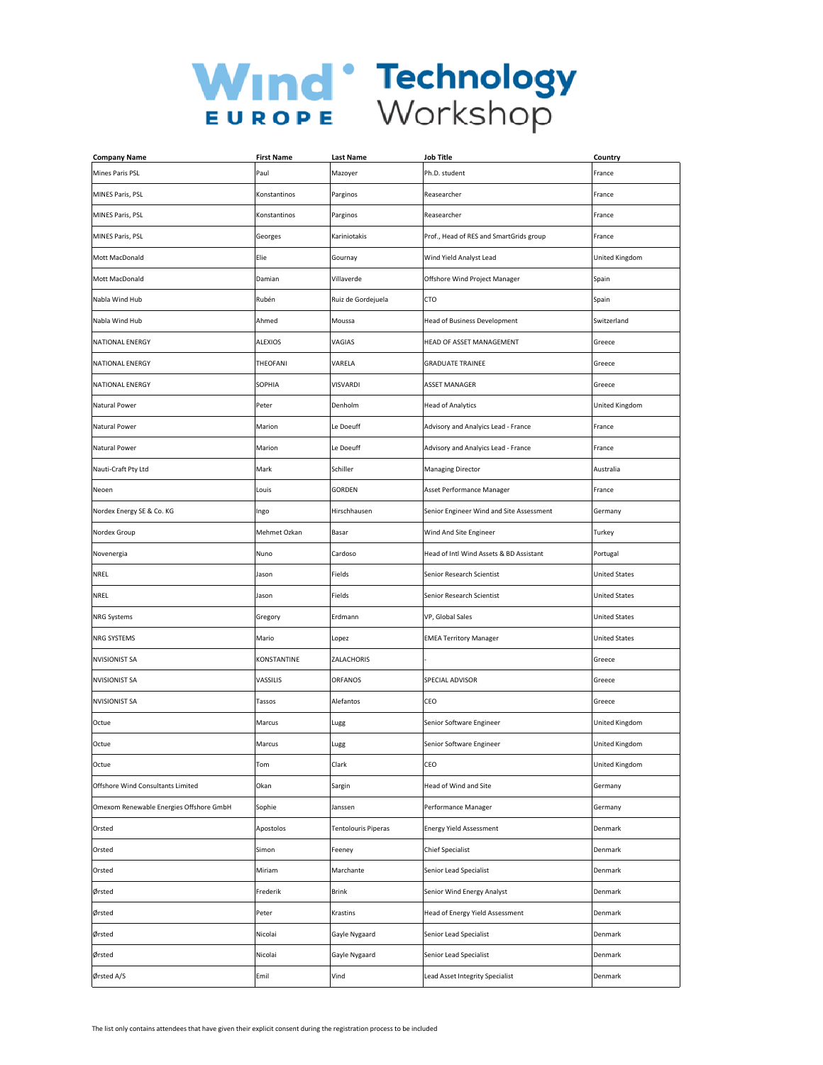| Company Name | First Name | Last Name | Job Title | Country |
| --- | --- | --- | --- | --- |
| Mines Paris PSL | Paul | Mazoyer | Ph.D. student | France |
| MINES Paris, PSL | Konstantinos | Parginos | Reasearcher | France |
| MINES Paris, PSL | Konstantinos | Parginos | Reasearcher | France |
| MINES Paris, PSL | Georges | Kariniotakis | Prof., Head of RES and SmartGrids group | France |
| Mott MacDonald | Elie | Gournay | Wind Yield Analyst Lead | United Kingdom |
| Mott MacDonald | Damian | Villaverde | Offshore Wind Project Manager | Spain |
| Nabla Wind Hub | Rubén | Ruiz de Gordejuela | CTO | Spain |
| Nabla Wind Hub | Ahmed | Moussa | Head of Business Development | Switzerland |
| NATIONAL ENERGY | ALEXIOS | VAGIAS | HEAD OF ASSET MANAGEMENT | Greece |
| NATIONAL ENERGY | THEOFANI | VARELA | GRADUATE TRAINEE | Greece |
| NATIONAL ENERGY | SOPHIA | VISVARDI | ASSET MANAGER | Greece |
| Natural Power | Peter | Denholm | Head of Analytics | United Kingdom |
| Natural Power | Marion | Le Doeuff | Advisory and Analyics Lead - France | France |
| Natural Power | Marion | Le Doeuff | Advisory and Analyics Lead - France | France |
| Nauti-Craft Pty Ltd | Mark | Schiller | Managing Director | Australia |
| Neoen | Louis | GORDEN | Asset Performance Manager | France |
| Nordex Energy SE & Co. KG | Ingo | Hirschhausen | Senior Engineer Wind and Site Assessment | Germany |
| Nordex Group | Mehmet Ozkan | Basar | Wind And Site Engineer | Turkey |
| Novenergia | Nuno | Cardoso | Head of Intl Wind Assets & BD Assistant | Portugal |
| NREL | Jason | Fields | Senior Research Scientist | United States |
| NREL | Jason | Fields | Senior Research Scientist | United States |
| NRG Systems | Gregory | Erdmann | VP, Global Sales | United States |
| NRG SYSTEMS | Mario | Lopez | EMEA Territory Manager | United States |
| NVISIONIST SA | KONSTANTINE | ZALACHORIS | - | Greece |
| NVISIONIST SA | VASSILIS | ORFANOS | SPECIAL ADVISOR | Greece |
| NVISIONIST SA | Tassos | Alefantos | CEO | Greece |
| Octue | Marcus | Lugg | Senior Software Engineer | United Kingdom |
| Octue | Marcus | Lugg | Senior Software Engineer | United Kingdom |
| Octue | Tom | Clark | CEO | United Kingdom |
| Offshore Wind Consultants Limited | Okan | Sargin | Head of Wind and Site | Germany |
| Omexom Renewable Energies Offshore GmbH | Sophie | Janssen | Performance Manager | Germany |
| Orsted | Apostolos | Tentolouris Piperas | Energy Yield Assessment | Denmark |
| Orsted | Simon | Feeney | Chief Specialist | Denmark |
| Orsted | Miriam | Marchante | Senior Lead Specialist | Denmark |
| Ørsted | Frederik | Brink | Senior Wind Energy Analyst | Denmark |
| Ørsted | Peter | Krastins | Head of Energy Yield Assessment | Denmark |
| Ørsted | Nicolai | Gayle Nygaard | Senior Lead Specialist | Denmark |
| Ørsted | Nicolai | Gayle Nygaard | Senior Lead Specialist | Denmark |
| Ørsted A/S | Emil | Vind | Lead Asset Integrity Specialist | Denmark |

The list only contains attendees that have given their explicit consent during the registration process to be included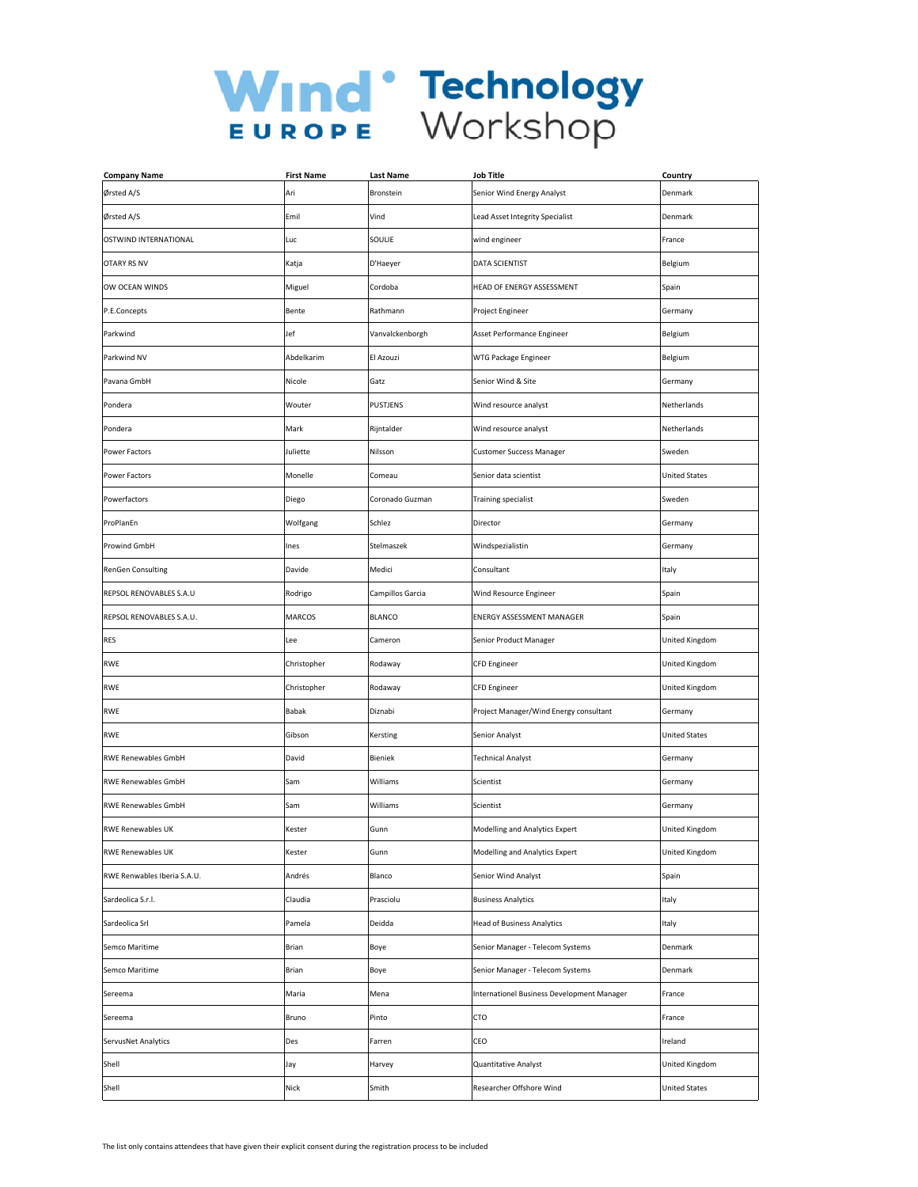| Company Name | First Name | Last Name | Job Title | Country |
|---|---|---|---|---|
| Ørsted A/S | Ari | Bronstein | Senior Wind Energy Analyst | Denmark |
| Ørsted A/S | Emil | Vind | Lead Asset Integrity Specialist | Denmark |
| OSTWIND INTERNATIONAL | Luc | SOULIE | wind engineer | France |
| OTARY RS NV | Katja | D'Haeyer | DATA SCIENTIST | Belgium |
| OW OCEAN WINDS | Miguel | Cordoba | HEAD OF ENERGY ASSESSMENT | Spain |
| P.E.Concepts | Bente | Rathmann | Project Engineer | Germany |
| Parkwind | Jef | Vanvalckenborgh | Asset Performance Engineer | Belgium |
| Parkwind NV | Abdelkarim | El Azouzi | WTG Package Engineer | Belgium |
| Pavana GmbH | Nicole | Gatz | Senior Wind & Site | Germany |
| Pondera | Wouter | PUSTJENS | Wind resource analyst | Netherlands |
| Pondera | Mark | Rijntalder | Wind resource analyst | Netherlands |
| Power Factors | Juliette | Nilsson | Customer Success Manager | Sweden |
| Power Factors | Monelle | Comeau | Senior data scientist | United States |
| Powerfactors | Diego | Coronado Guzman | Training specialist | Sweden |
| ProPlanEn | Wolfgang | Schlez | Director | Germany |
| Prowind GmbH | Ines | Stelmaszek | Windspezialistin | Germany |
| RenGen Consulting | Davide | Medici | Consultant | Italy |
| REPSOL RENOVABLES S.A.U | Rodrigo | Campillos Garcia | Wind Resource Engineer | Spain |
| REPSOL RENOVABLES S.A.U. | MARCOS | BLANCO | ENERGY ASSESSMENT MANAGER | Spain |
| RES | Lee | Cameron | Senior Product Manager | United Kingdom |
| RWE | Christopher | Rodaway | CFD Engineer | United Kingdom |
| RWE | Christopher | Rodaway | CFD Engineer | United Kingdom |
| RWE | Babak | Diznabi | Project Manager/Wind Energy consultant | Germany |
| RWE | Gibson | Kersting | Senior Analyst | United States |
| RWE Renewables GmbH | David | Bieniek | Technical Analyst | Germany |
| RWE Renewables GmbH | Sam | Williams | Scientist | Germany |
| RWE Renewables GmbH | Sam | Williams | Scientist | Germany |
| RWE Renewables UK | Kester | Gunn | Modelling and Analytics Expert | United Kingdom |
| RWE Renewables UK | Kester | Gunn | Modelling and Analytics Expert | United Kingdom |
| RWE Renwables Iberia S.A.U. | Andrés | Blanco | Senior Wind Analyst | Spain |
| Sardeolica S.r.l. | Claudia | Prasciolu | Business Analytics | Italy |
| Sardeolica Srl | Pamela | Deidda | Head of Business Analytics | Italy |
| Semco Maritime | Brian | Boye | Senior Manager - Telecom Systems | Denmark |
| Semco Maritime | Brian | Boye | Senior Manager - Telecom Systems | Denmark |
| Sereema | Maria | Mena | Internationel Business Development Manager | France |
| Sereema | Bruno | Pinto | CTO | France |
| ServusNet Analytics | Des | Farren | CEO | Ireland |
| Shell | Jay | Harvey | Quantitative Analyst | United Kingdom |
| Shell | Nick | Smith | Researcher Offshore Wind | United States |

The list only contains attendees that have given their explicit consent during the registration process to be included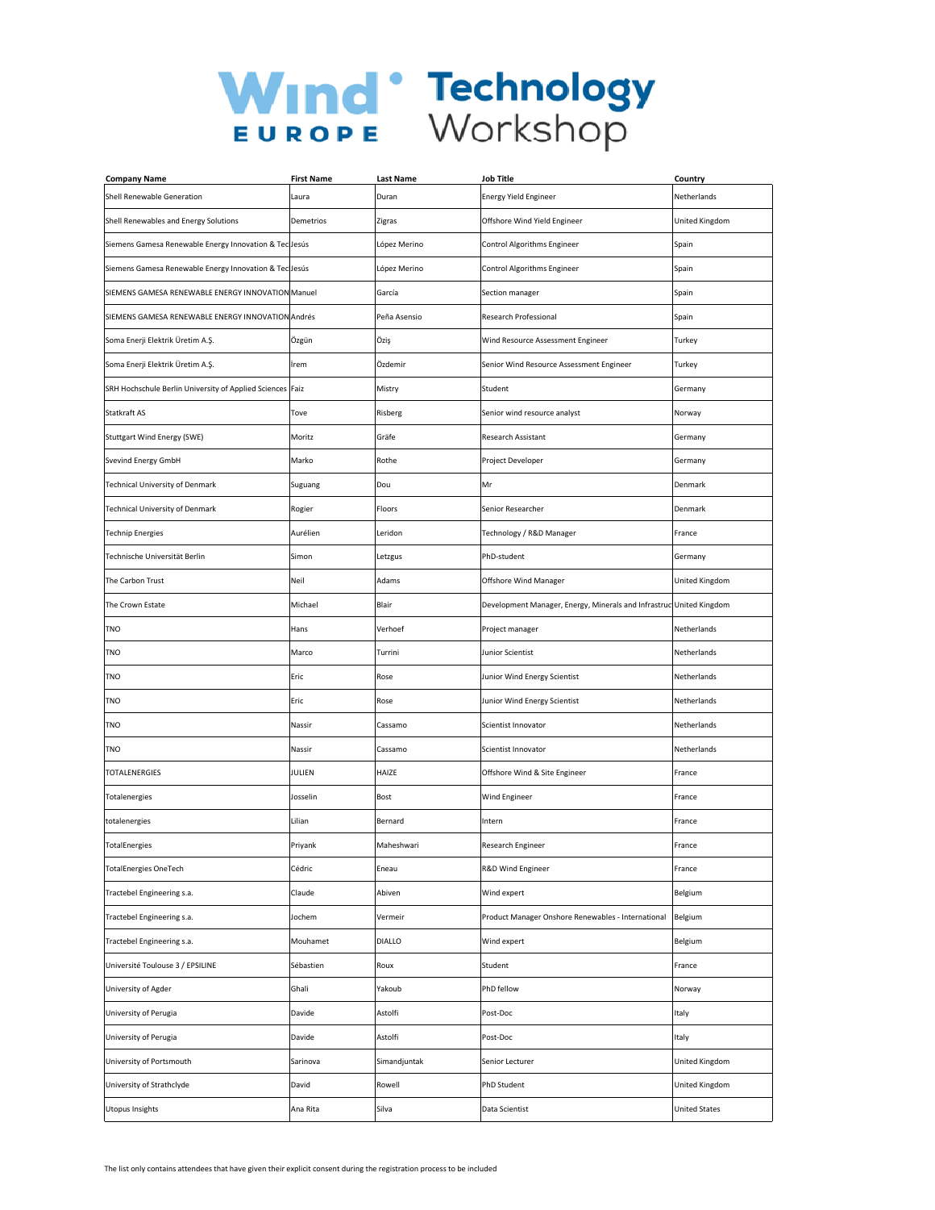# WindEurope Technology Workshop

| Company Name | First Name | Last Name | Job Title | Country |
|---|---|---|---|---|
| Shell Renewable Generation | Laura | Duran | Energy Yield Engineer | Netherlands |
| Shell Renewables and Energy Solutions | Demetrios | Zigras | Offshore Wind Yield Engineer | United Kingdom |
| Siemens Gamesa Renewable Energy Innovation & Tec | Jesús | López Merino | Control Algorithms Engineer | Spain |
| Siemens Gamesa Renewable Energy Innovation & Tec | Jesús | López Merino | Control Algorithms Engineer | Spain |
| SIEMENS GAMESA RENEWABLE ENERGY INNOVATION | Manuel | García | Section manager | Spain |
| SIEMENS GAMESA RENEWABLE ENERGY INNOVATION | Andrés | Peña Asensio | Research Professional | Spain |
| Soma Enerji Elektrik Üretim A.Ş. | Özgün | Öziş | Wind Resource Assessment Engineer | Turkey |
| Soma Enerji Elektrik Üretim A.Ş. | İrem | Özdemir | Senior Wind Resource Assessment Engineer | Turkey |
| SRH Hochschule Berlin University of Applied Sciences | Faiz | Mistry | Student | Germany |
| Statkraft AS | Tove | Risberg | Senior wind resource analyst | Norway |
| Stuttgart Wind Energy (SWE) | Moritz | Gräfe | Research Assistant | Germany |
| Svevind Energy GmbH | Marko | Rothe | Project Developer | Germany |
| Technical University of Denmark | Suguang | Dou | Mr | Denmark |
| Technical University of Denmark | Rogier | Floors | Senior Researcher | Denmark |
| Technip Energies | Aurélien | Leridon | Technology / R&D Manager | France |
| Technische Universität Berlin | Simon | Letzgus | PhD-student | Germany |
| The Carbon Trust | Neil | Adams | Offshore Wind Manager | United Kingdom |
| The Crown Estate | Michael | Blair | Development Manager, Energy, Minerals and Infrastruc | United Kingdom |
| TNO | Hans | Verhoef | Project manager | Netherlands |
| TNO | Marco | Turrini | Junior Scientist | Netherlands |
| TNO | Eric | Rose | Junior Wind Energy Scientist | Netherlands |
| TNO | Eric | Rose | Junior Wind Energy Scientist | Netherlands |
| TNO | Nassir | Cassamo | Scientist Innovator | Netherlands |
| TNO | Nassir | Cassamo | Scientist Innovator | Netherlands |
| TOTALENERGIES | JULIEN | HAIZE | Offshore Wind & Site Engineer | France |
| Totalenergies | Josselin | Bost | Wind Engineer | France |
| totalenergies | Lilian | Bernard | Intern | France |
| TotalEnergies | Priyank | Maheshwari | Research Engineer | France |
| TotalEnergies OneTech | Cédric | Eneau | R&D Wind Engineer | France |
| Tractebel Engineering s.a. | Claude | Abiven | Wind expert | Belgium |
| Tractebel Engineering s.a. | Jochem | Vermeir | Product Manager Onshore Renewables - International | Belgium |
| Tractebel Engineering s.a. | Mouhamet | DIALLO | Wind expert | Belgium |
| Université Toulouse 3 / EPSILINE | Sébastien | Roux | Student | France |
| University of Agder | Ghali | Yakoub | PhD fellow | Norway |
| University of Perugia | Davide | Astolfi | Post-Doc | Italy |
| University of Perugia | Davide | Astolfi | Post-Doc | Italy |
| University of Portsmouth | Sarinova | Simandjuntak | Senior Lecturer | United Kingdom |
| University of Strathclyde | David | Rowell | PhD Student | United Kingdom |
| Utopus Insights | Ana Rita | Silva | Data Scientist | United States |

The list only contains attendees that have given their explicit consent during the registration process to be included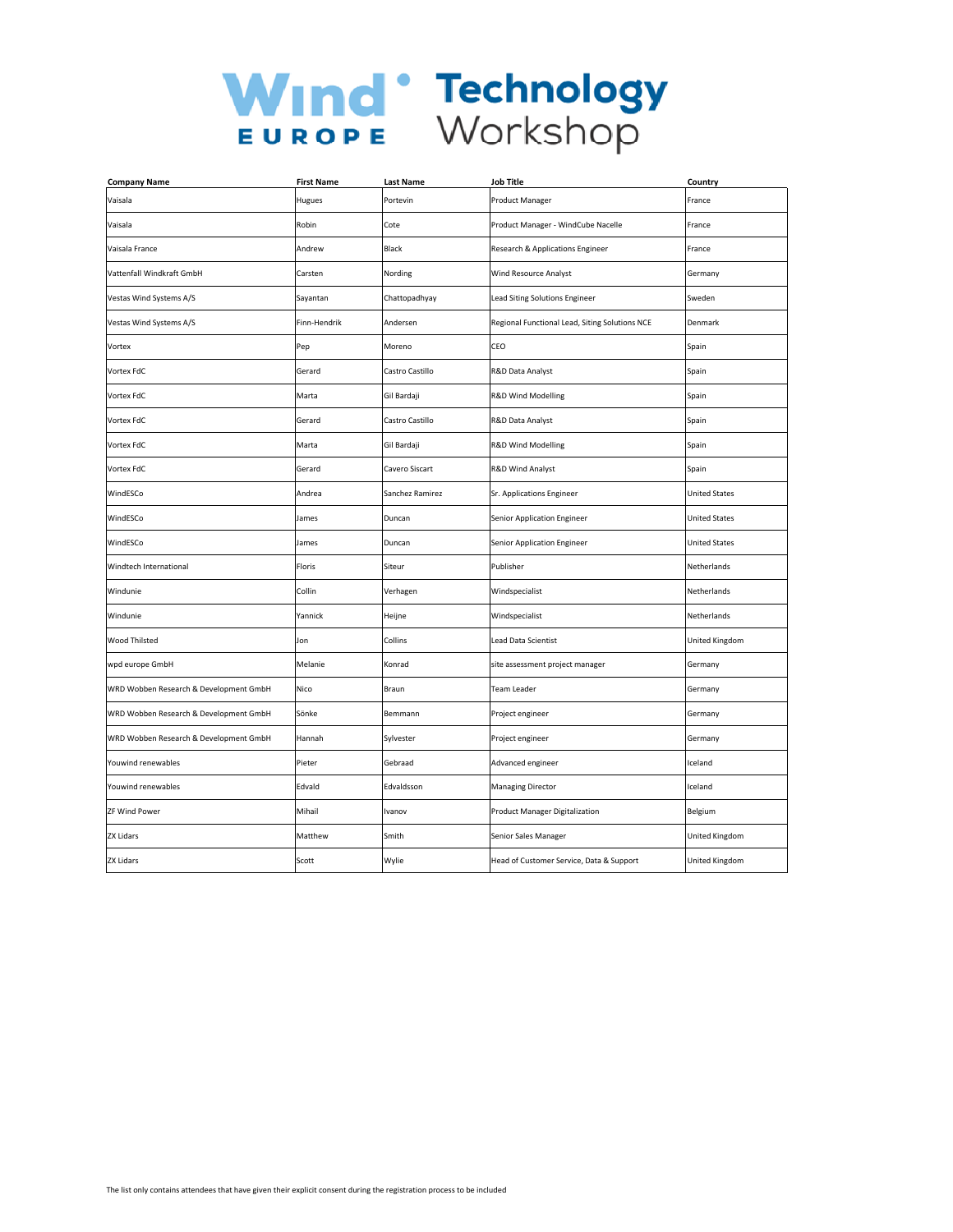# WindEurope Technology Workshop

| Company Name | First Name | Last Name | Job Title | Country |
|---|---|---|---|---|
| Vaisala | Hugues | Portevin | Product Manager | France |
| Vaisala | Robin | Cote | Product Manager - WindCube Nacelle | France |
| Vaisala France | Andrew | Black | Research & Applications Engineer | France |
| Vattenfall Windkraft GmbH | Carsten | Nording | Wind Resource Analyst | Germany |
| Vestas Wind Systems A/S | Sayantan | Chattopadhyay | Lead Siting Solutions Engineer | Sweden |
| Vestas Wind Systems A/S | Finn-Hendrik | Andersen | Regional Functional Lead, Siting Solutions NCE | Denmark |
| Vortex | Pep | Moreno | CEO | Spain |
| Vortex FdC | Gerard | Castro Castillo | R&D Data Analyst | Spain |
| Vortex FdC | Marta | Gil Bardaji | R&D Wind Modelling | Spain |
| Vortex FdC | Gerard | Castro Castillo | R&D Data Analyst | Spain |
| Vortex FdC | Marta | Gil Bardaji | R&D Wind Modelling | Spain |
| Vortex FdC | Gerard | Cavero Siscart | R&D Wind Analyst | Spain |
| WindESCo | Andrea | Sanchez Ramirez | Sr. Applications Engineer | United States |
| WindESCo | James | Duncan | Senior Application Engineer | United States |
| WindESCo | James | Duncan | Senior Application Engineer | United States |
| Windtech International | Floris | Siteur | Publisher | Netherlands |
| Windunie | Collin | Verhagen | Windspecialist | Netherlands |
| Windunie | Yannick | Heijne | Windspecialist | Netherlands |
| Wood Thilsted | Jon | Collins | Lead Data Scientist | United Kingdom |
| wpd europe GmbH | Melanie | Konrad | site assessment project manager | Germany |
| WRD Wobben Research & Development GmbH | Nico | Braun | Team Leader | Germany |
| WRD Wobben Research & Development GmbH | Sönke | Bemmann | Project engineer | Germany |
| WRD Wobben Research & Development GmbH | Hannah | Sylvester | Project engineer | Germany |
| Youwind renewables | Pieter | Gebraad | Advanced engineer | Iceland |
| Youwind renewables | Edvald | Edvaldsson | Managing Director | Iceland |
| ZF Wind Power | Mihail | Ivanov | Product Manager Digitalization | Belgium |
| ZX Lidars | Matthew | Smith | Senior Sales Manager | United Kingdom |
| ZX Lidars | Scott | Wylie | Head of Customer Service, Data & Support | United Kingdom |

The list only contains attendees that have given their explicit consent during the registration process to be included